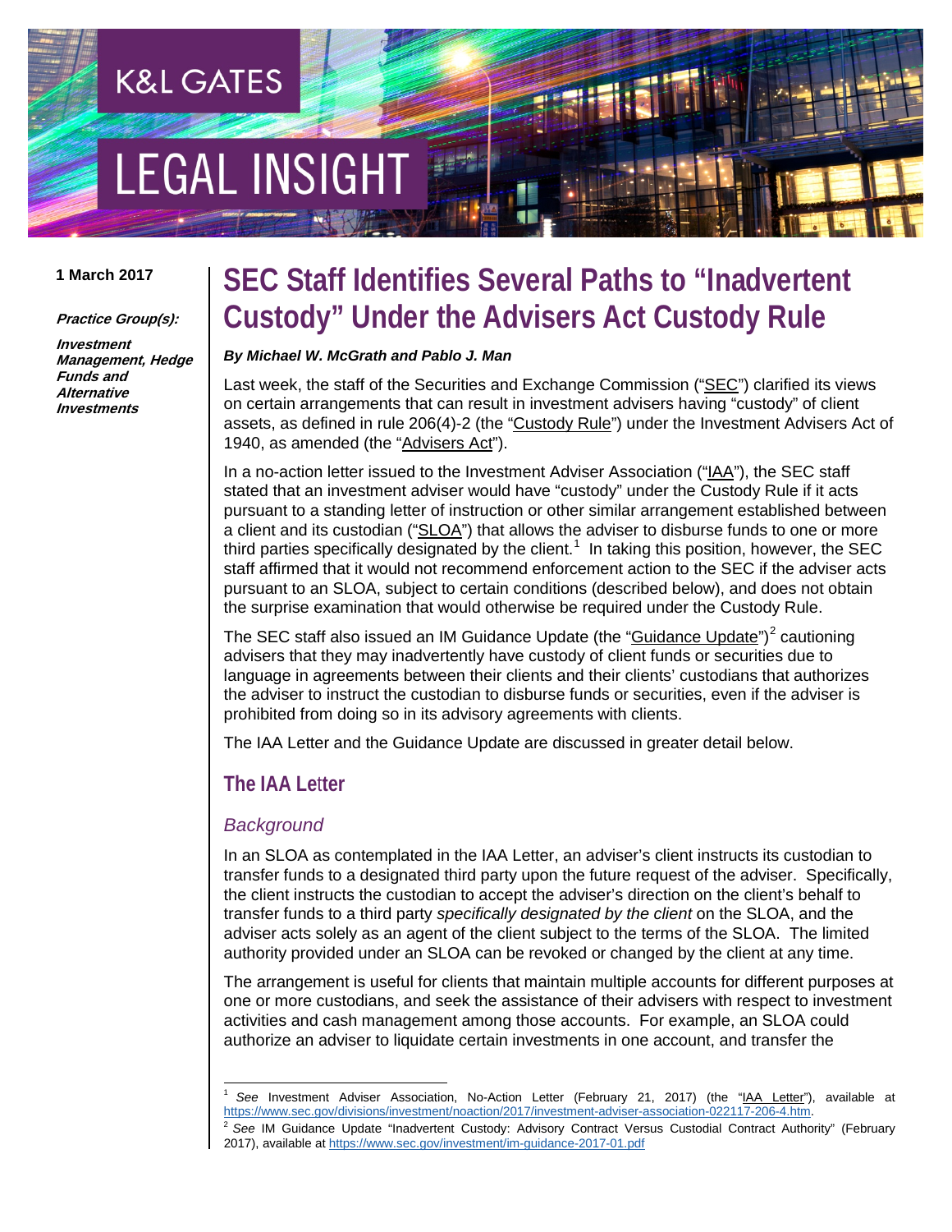K&L GATES

LEGAL INSIGHT

**1 March 2017**

***Practice Group(s):***

***Investment Management, Hedge Funds and Alternative Investments***

# SEC Staff Identifies Several Paths to "Inadvertent Custody" Under the Advisers Act Custody Rule

***By Michael W. McGrath and Pablo J. Man***

Last week, the staff of the Securities and Exchange Commission ("SEC") clarified its views on certain arrangements that can result in investment advisers having "custody" of client assets, as defined in rule 206(4)-2 (the "Custody Rule") under the Investment Advisers Act of 1940, as amended (the "Advisers Act").

In a no-action letter issued to the Investment Adviser Association ("IAA"), the SEC staff stated that an investment adviser would have "custody" under the Custody Rule if it acts pursuant to a standing letter of instruction or other similar arrangement established between a client and its custodian ("SLOA") that allows the adviser to disburse funds to one or more third parties specifically designated by the client.[1] In taking this position, however, the SEC staff affirmed that it would not recommend enforcement action to the SEC if the adviser acts pursuant to an SLOA, subject to certain conditions (described below), and does not obtain the surprise examination that would otherwise be required under the Custody Rule.

The SEC staff also issued an IM Guidance Update (the "Guidance Update")[2] cautioning advisers that they may inadvertently have custody of client funds or securities due to language in agreements between their clients and their clients' custodians that authorizes the adviser to instruct the custodian to disburse funds or securities, even if the adviser is prohibited from doing so in its advisory agreements with clients.

The IAA Letter and the Guidance Update are discussed in greater detail below.

## The IAA Letter

### *Background*

In an SLOA as contemplated in the IAA Letter, an adviser's client instructs its custodian to transfer funds to a designated third party upon the future request of the adviser. Specifically, the client instructs the custodian to accept the adviser's direction on the client's behalf to transfer funds to a third party *specifically designated by the client* on the SLOA, and the adviser acts solely as an agent of the client subject to the terms of the SLOA. The limited authority provided under an SLOA can be revoked or changed by the client at any time.

The arrangement is useful for clients that maintain multiple accounts for different purposes at one or more custodians, and seek the assistance of their advisers with respect to investment activities and cash management among those accounts. For example, an SLOA could authorize an adviser to liquidate certain investments in one account, and transfer the

---

[1] *See* Investment Adviser Association, No-Action Letter (February 21, 2017) (the "IAA Letter"), available at https://www.sec.gov/divisions/investment/noaction/2017/investment-adviser-association-022117-206-4.htm.

[2] *See* IM Guidance Update "Inadvertent Custody: Advisory Contract Versus Custodial Contract Authority" (February 2017), available at https://www.sec.gov/investment/im-guidance-2017-01.pdf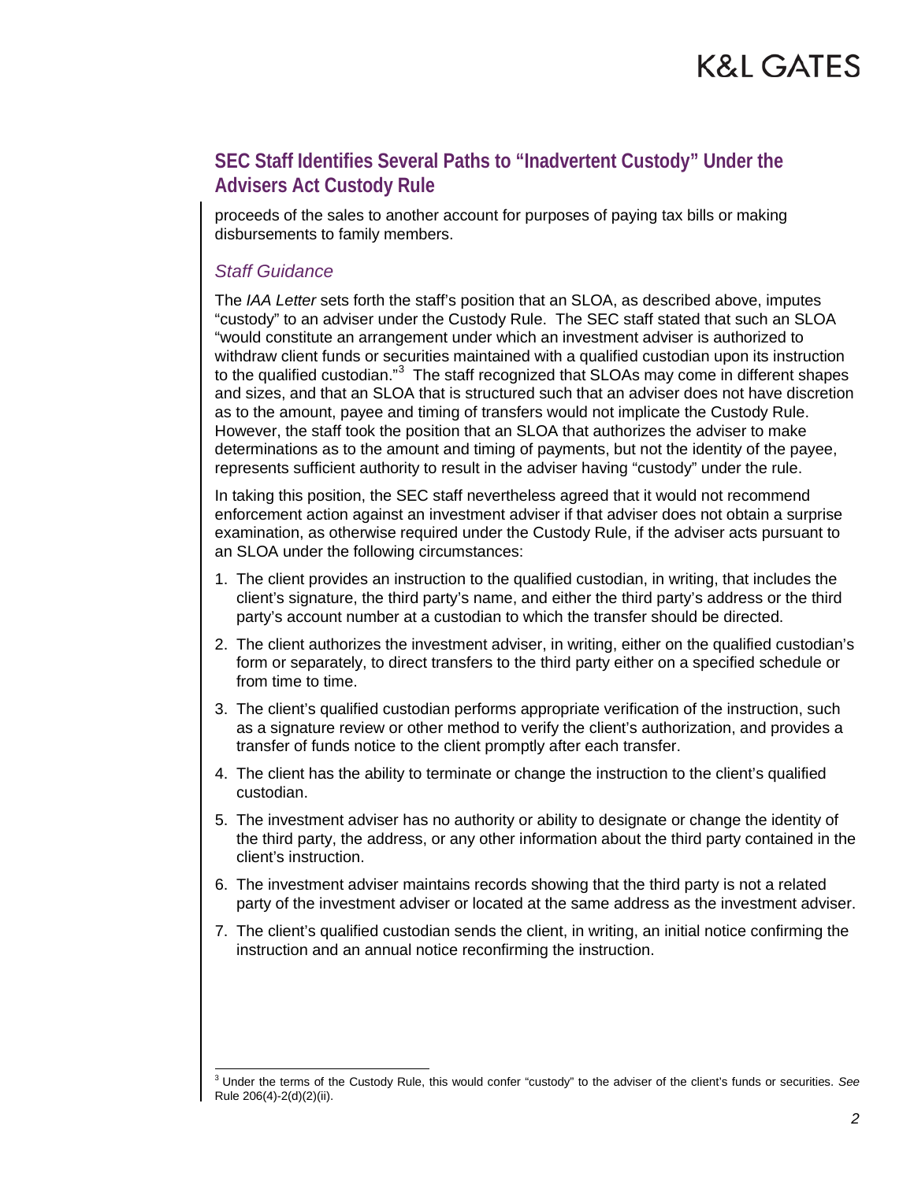proceeds of the sales to another account for purposes of paying tax bills or making disbursements to family members.

### *Staff Guidance*

The *IAA Letter* sets forth the staff's position that an SLOA, as described above, imputes "custody" to an adviser under the Custody Rule. The SEC staff stated that such an SLOA "would constitute an arrangement under which an investment adviser is authorized to withdraw client funds or securities maintained with a qualified custodian upon its instruction to the qualified custodian."[3] The staff recognized that SLOAs may come in different shapes and sizes, and that an SLOA that is structured such that an adviser does not have discretion as to the amount, payee and timing of transfers would not implicate the Custody Rule. However, the staff took the position that an SLOA that authorizes the adviser to make determinations as to the amount and timing of payments, but not the identity of the payee, represents sufficient authority to result in the adviser having "custody" under the rule.

In taking this position, the SEC staff nevertheless agreed that it would not recommend enforcement action against an investment adviser if that adviser does not obtain a surprise examination, as otherwise required under the Custody Rule, if the adviser acts pursuant to an SLOA under the following circumstances:

1. The client provides an instruction to the qualified custodian, in writing, that includes the client's signature, the third party's name, and either the third party's address or the third party's account number at a custodian to which the transfer should be directed.
2. The client authorizes the investment adviser, in writing, either on the qualified custodian's form or separately, to direct transfers to the third party either on a specified schedule or from time to time.
3. The client's qualified custodian performs appropriate verification of the instruction, such as a signature review or other method to verify the client's authorization, and provides a transfer of funds notice to the client promptly after each transfer.
4. The client has the ability to terminate or change the instruction to the client's qualified custodian.
5. The investment adviser has no authority or ability to designate or change the identity of the third party, the address, or any other information about the third party contained in the client's instruction.
6. The investment adviser maintains records showing that the third party is not a related party of the investment adviser or located at the same address as the investment adviser.
7. The client's qualified custodian sends the client, in writing, an initial notice confirming the instruction and an annual notice reconfirming the instruction.

---

[3] Under the terms of the Custody Rule, this would confer "custody" to the adviser of the client's funds or securities. *See* Rule 206(4)-2(d)(2)(ii).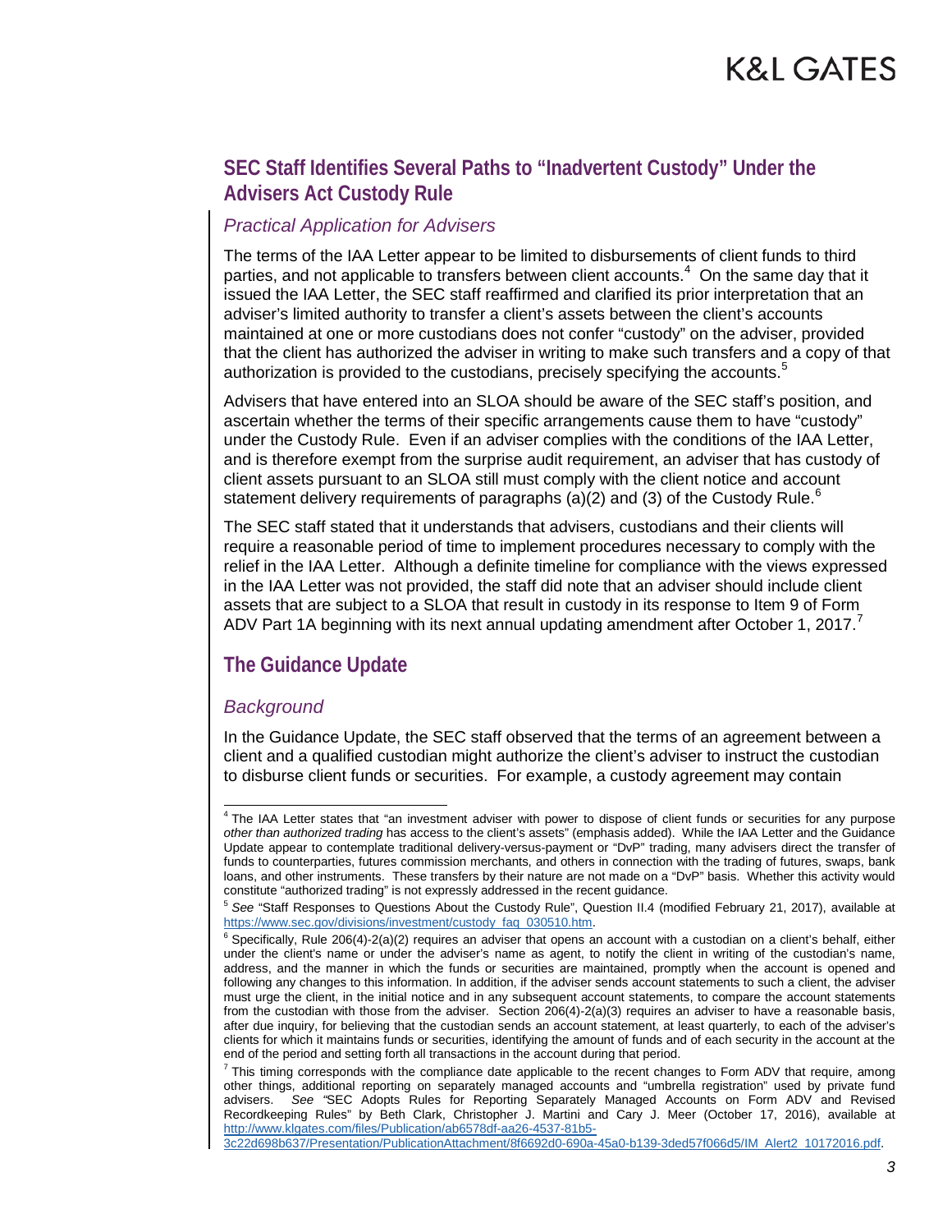## SEC Staff Identifies Several Paths to "Inadvertent Custody" Under the Advisers Act Custody Rule

### *Practical Application for Advisers*

The terms of the IAA Letter appear to be limited to disbursements of client funds to third parties, and not applicable to transfers between client accounts.[4] On the same day that it issued the IAA Letter, the SEC staff reaffirmed and clarified its prior interpretation that an adviser's limited authority to transfer a client's assets between the client's accounts maintained at one or more custodians does not confer "custody" on the adviser, provided that the client has authorized the adviser in writing to make such transfers and a copy of that authorization is provided to the custodians, precisely specifying the accounts.[5]

Advisers that have entered into an SLOA should be aware of the SEC staff's position, and ascertain whether the terms of their specific arrangements cause them to have "custody" under the Custody Rule. Even if an adviser complies with the conditions of the IAA Letter, and is therefore exempt from the surprise audit requirement, an adviser that has custody of client assets pursuant to an SLOA still must comply with the client notice and account statement delivery requirements of paragraphs (a)(2) and (3) of the Custody Rule.[6]

The SEC staff stated that it understands that advisers, custodians and their clients will require a reasonable period of time to implement procedures necessary to comply with the relief in the IAA Letter. Although a definite timeline for compliance with the views expressed in the IAA Letter was not provided, the staff did note that an adviser should include client assets that are subject to a SLOA that result in custody in its response to Item 9 of Form ADV Part 1A beginning with its next annual updating amendment after October 1, 2017.[7]

## The Guidance Update

### *Background*

In the Guidance Update, the SEC staff observed that the terms of an agreement between a client and a qualified custodian might authorize the client's adviser to instruct the custodian to disburse client funds or securities. For example, a custody agreement may contain

---

[4] The IAA Letter states that "an investment adviser with power to dispose of client funds or securities for any purpose *other than authorized trading* has access to the client's assets" (emphasis added). While the IAA Letter and the Guidance Update appear to contemplate traditional delivery-versus-payment or "DvP" trading, many advisers direct the transfer of funds to counterparties, futures commission merchants, and others in connection with the trading of futures, swaps, bank loans, and other instruments. These transfers by their nature are not made on a "DvP" basis. Whether this activity would constitute "authorized trading" is not expressly addressed in the recent guidance.

[5] *See* "Staff Responses to Questions About the Custody Rule", Question II.4 (modified February 21, 2017), available at https://www.sec.gov/divisions/investment/custody_faq_030510.htm.

[6] Specifically, Rule 206(4)-2(a)(2) requires an adviser that opens an account with a custodian on a client's behalf, either under the client's name or under the adviser's name as agent, to notify the client in writing of the custodian's name, address, and the manner in which the funds or securities are maintained, promptly when the account is opened and following any changes to this information. In addition, if the adviser sends account statements to such a client, the adviser must urge the client, in the initial notice and in any subsequent account statements, to compare the account statements from the custodian with those from the adviser. Section 206(4)-2(a)(3) requires an adviser to have a reasonable basis, after due inquiry, for believing that the custodian sends an account statement, at least quarterly, to each of the adviser's clients for which it maintains funds or securities, identifying the amount of funds and of each security in the account at the end of the period and setting forth all transactions in the account during that period.

[7] This timing corresponds with the compliance date applicable to the recent changes to Form ADV that require, among other things, additional reporting on separately managed accounts and "umbrella registration" used by private fund advisers. *See* "SEC Adopts Rules for Reporting Separately Managed Accounts on Form ADV and Revised Recordkeeping Rules" by Beth Clark, Christopher J. Martini and Cary J. Meer (October 17, 2016), available at http://www.klgates.com/files/Publication/ab6578df-aa26-4537-81b5-3c22d698b637/Presentation/PublicationAttachment/8f6692d0-690a-45a0-b139-3ded57f066d5/IM_Alert2_10172016.pdf.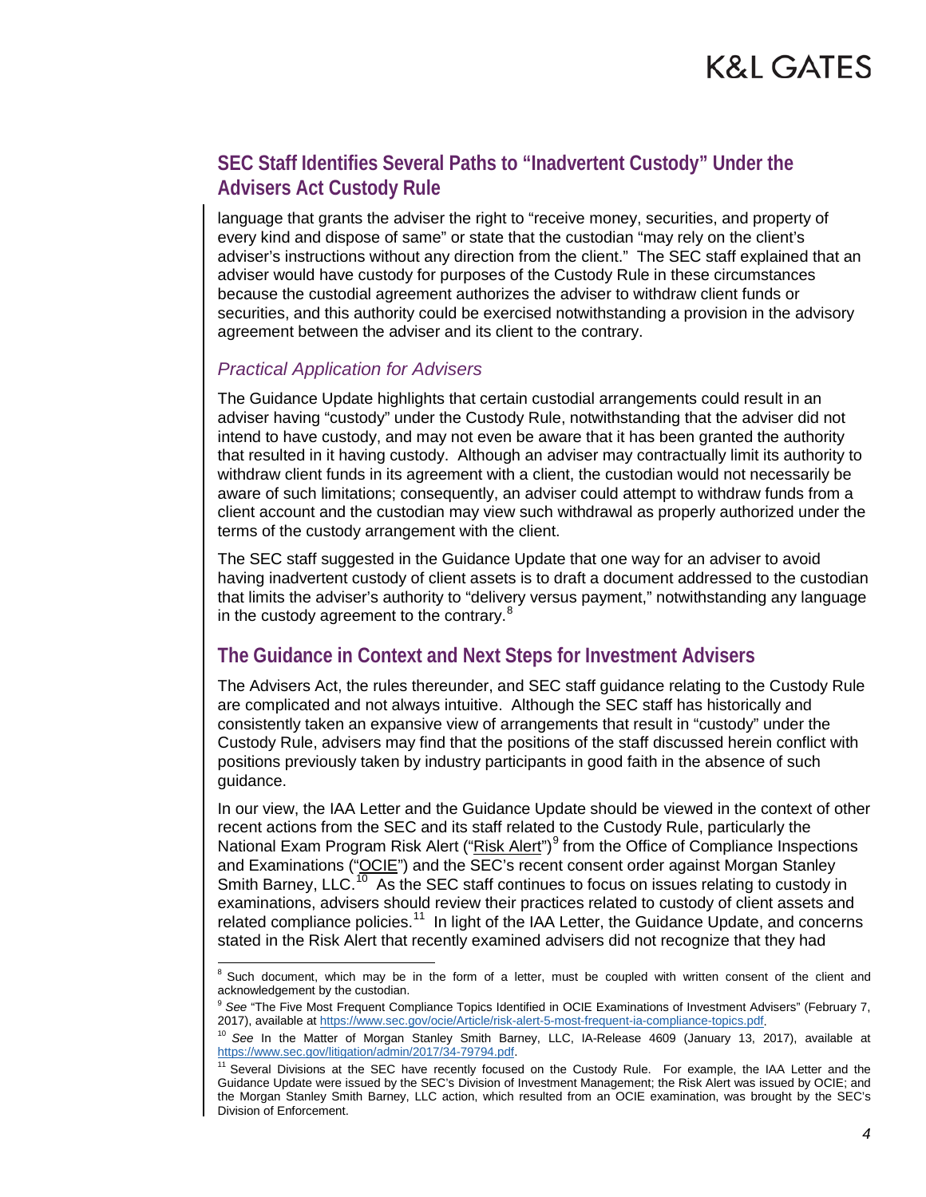## SEC Staff Identifies Several Paths to "Inadvertent Custody" Under the Advisers Act Custody Rule

language that grants the adviser the right to "receive money, securities, and property of every kind and dispose of same" or state that the custodian "may rely on the client's adviser's instructions without any direction from the client." The SEC staff explained that an adviser would have custody for purposes of the Custody Rule in these circumstances because the custodial agreement authorizes the adviser to withdraw client funds or securities, and this authority could be exercised notwithstanding a provision in the advisory agreement between the adviser and its client to the contrary.

### *Practical Application for Advisers*

The Guidance Update highlights that certain custodial arrangements could result in an adviser having "custody" under the Custody Rule, notwithstanding that the adviser did not intend to have custody, and may not even be aware that it has been granted the authority that resulted in it having custody. Although an adviser may contractually limit its authority to withdraw client funds in its agreement with a client, the custodian would not necessarily be aware of such limitations; consequently, an adviser could attempt to withdraw funds from a client account and the custodian may view such withdrawal as properly authorized under the terms of the custody arrangement with the client.

The SEC staff suggested in the Guidance Update that one way for an adviser to avoid having inadvertent custody of client assets is to draft a document addressed to the custodian that limits the adviser's authority to "delivery versus payment," notwithstanding any language in the custody agreement to the contrary.[8]

## The Guidance in Context and Next Steps for Investment Advisers

The Advisers Act, the rules thereunder, and SEC staff guidance relating to the Custody Rule are complicated and not always intuitive. Although the SEC staff has historically and consistently taken an expansive view of arrangements that result in "custody" under the Custody Rule, advisers may find that the positions of the staff discussed herein conflict with positions previously taken by industry participants in good faith in the absence of such guidance.

In our view, the IAA Letter and the Guidance Update should be viewed in the context of other recent actions from the SEC and its staff related to the Custody Rule, particularly the National Exam Program Risk Alert ("Risk Alert")[9] from the Office of Compliance Inspections and Examinations ("OCIE") and the SEC's recent consent order against Morgan Stanley Smith Barney, LLC.[10] As the SEC staff continues to focus on issues relating to custody in examinations, advisers should review their practices related to custody of client assets and related compliance policies.[11] In light of the IAA Letter, the Guidance Update, and concerns stated in the Risk Alert that recently examined advisers did not recognize that they had

---

[8] Such document, which may be in the form of a letter, must be coupled with written consent of the client and acknowledgement by the custodian.

[9] *See* "The Five Most Frequent Compliance Topics Identified in OCIE Examinations of Investment Advisers" (February 7, 2017), available at https://www.sec.gov/ocie/Article/risk-alert-5-most-frequent-ia-compliance-topics.pdf.

[10] *See* In the Matter of Morgan Stanley Smith Barney, LLC, IA-Release 4609 (January 13, 2017), available at https://www.sec.gov/litigation/admin/2017/34-79794.pdf.

[11] Several Divisions at the SEC have recently focused on the Custody Rule. For example, the IAA Letter and the Guidance Update were issued by the SEC's Division of Investment Management; the Risk Alert was issued by OCIE; and the Morgan Stanley Smith Barney, LLC action, which resulted from an OCIE examination, was brought by the SEC's Division of Enforcement.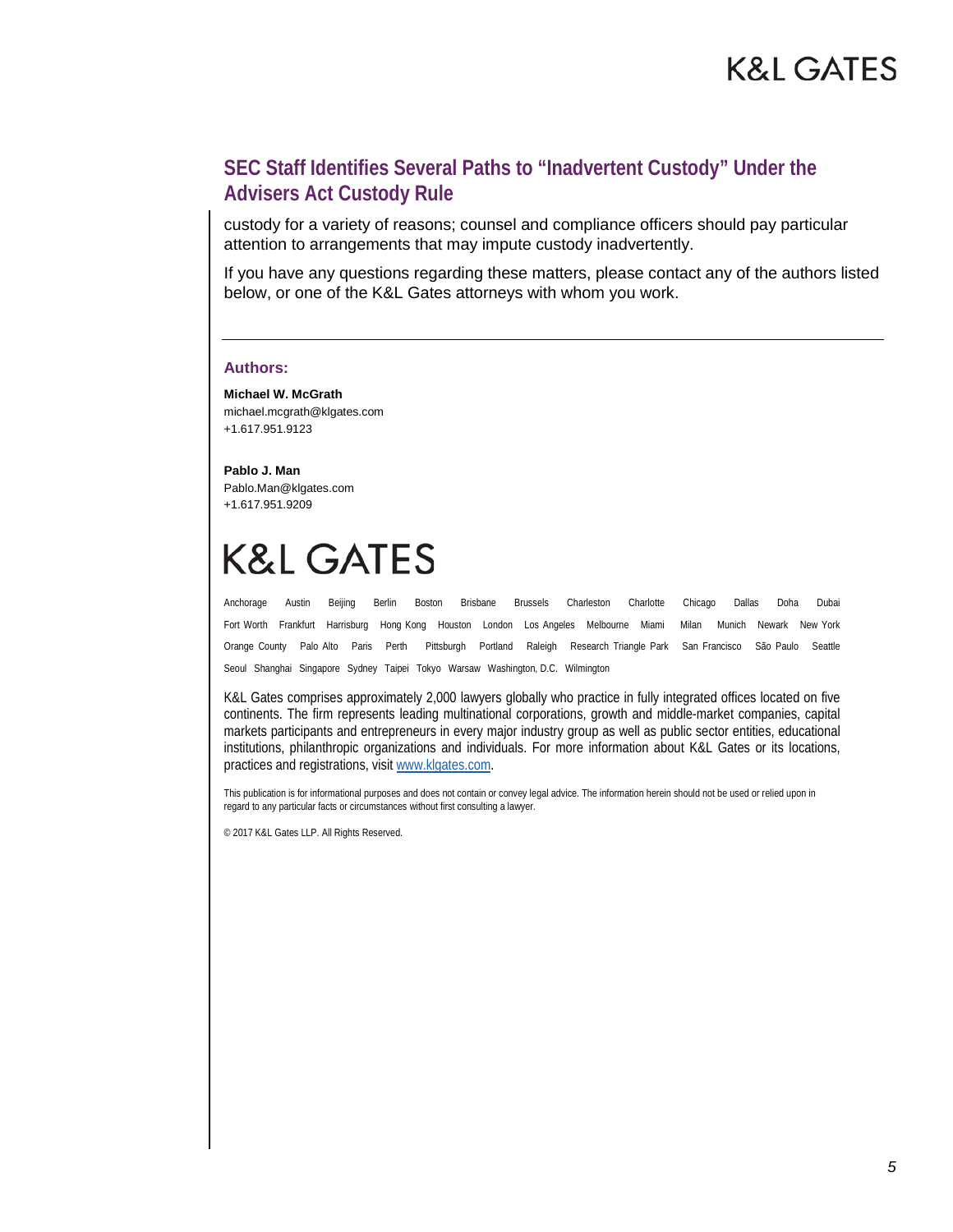## SEC Staff Identifies Several Paths to "Inadvertent Custody" Under the Advisers Act Custody Rule

custody for a variety of reasons; counsel and compliance officers should pay particular attention to arrangements that may impute custody inadvertently.

If you have any questions regarding these matters, please contact any of the authors listed below, or one of the K&L Gates attorneys with whom you work.

---

### Authors:

**Michael W. McGrath**
michael.mcgrath@klgates.com
+1.617.951.9123

**Pablo J. Man**
Pablo.Man@klgates.com
+1.617.951.9209

K&L GATES

Anchorage Austin Beijing Berlin Boston Brisbane Brussels Charleston Charlotte Chicago Dallas Doha Dubai Fort Worth Frankfurt Harrisburg Hong Kong Houston London Los Angeles Melbourne Miami Milan Munich Newark New York Orange County Palo Alto Paris Perth Pittsburgh Portland Raleigh Research Triangle Park San Francisco São Paulo Seattle Seoul Shanghai Singapore Sydney Taipei Tokyo Warsaw Washington, D.C. Wilmington

K&L Gates comprises approximately 2,000 lawyers globally who practice in fully integrated offices located on five continents. The firm represents leading multinational corporations, growth and middle-market companies, capital markets participants and entrepreneurs in every major industry group as well as public sector entities, educational institutions, philanthropic organizations and individuals. For more information about K&L Gates or its locations, practices and registrations, visit www.klgates.com.

This publication is for informational purposes and does not contain or convey legal advice. The information herein should not be used or relied upon in regard to any particular facts or circumstances without first consulting a lawyer.

© 2017 K&L Gates LLP. All Rights Reserved.